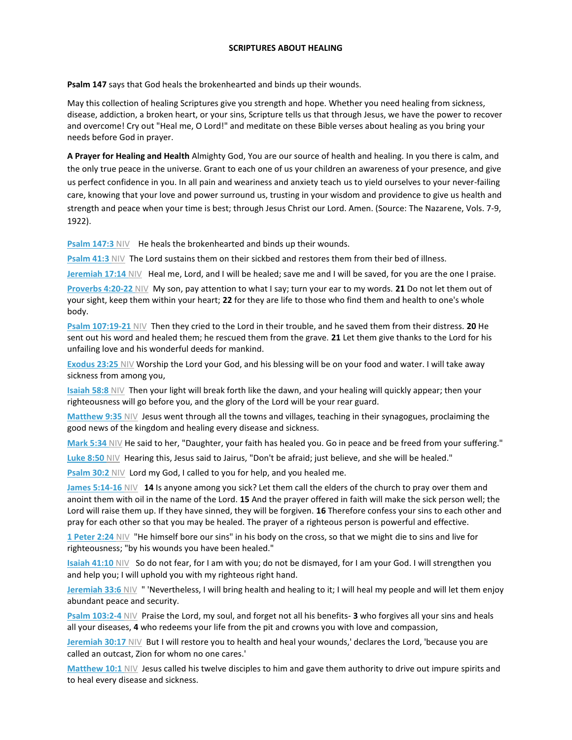# SCRIPTURES ABOUT HEALING

**Psalm 147** says that God heals the brokenhearted and binds up their wounds.

May this collection of healing Scriptures give you strength and hope. Whether you need healing from sickness, disease, addiction, a broken heart, or your sins, Scripture tells us that through Jesus, we have the power to recover and overcome! Cry out "Heal me, O Lord!" and meditate on these Bible verses about healing as you bring your needs before God in prayer.

**A Prayer for Healing and Health** Almighty God, You are our source of health and healing. In you there is calm, and the only true peace in the universe. Grant to each one of us your children an awareness of your presence, and give us perfect confidence in you. In all pain and weariness and anxiety teach us to yield ourselves to your never-failing care, knowing that your love and power surround us, trusting in your wisdom and providence to give us health and strength and peace when your time is best; through Jesus Christ our Lord. Amen. (Source: The Nazarene, Vols. 7-9, 1922).

**Psalm 147:3** NIV He heals the brokenhearted and binds up their wounds.

**Psalm 41:3** NIV The Lord sustains them on their sickbed and restores them from their bed of illness.

**Jeremiah 17:14** NIV Heal me, Lord, and I will be healed; save me and I will be saved, for you are the one I praise.

**Proverbs 4:20-22** NIV My son, pay attention to what I say; turn your ear to my words. **21** Do not let them out of your sight, keep them within your heart; **22** for they are life to those who find them and health to one's whole body.

**Psalm 107:19-21** NIV Then they cried to the Lord in their trouble, and he saved them from their distress. **20** He sent out his word and healed them; he rescued them from the grave. **21** Let them give thanks to the Lord for his unfailing love and his wonderful deeds for mankind.

**Exodus 23:25** NIV Worship the Lord your God, and his blessing will be on your food and water. I will take away sickness from among you,

**Isaiah 58:8** NIV Then your light will break forth like the dawn, and your healing will quickly appear; then your righteousness will go before you, and the glory of the Lord will be your rear guard.

**Matthew 9:35** NIV Jesus went through all the towns and villages, teaching in their synagogues, proclaiming the good news of the kingdom and healing every disease and sickness.

**Mark 5:34** NIV He said to her, "Daughter, your faith has healed you. Go in peace and be freed from your suffering."

**Luke 8:50** NIV Hearing this, Jesus said to Jairus, "Don't be afraid; just believe, and she will be healed."

**Psalm 30:2** NIV Lord my God, I called to you for help, and you healed me.

**James 5:14-16** NIV **14** Is anyone among you sick? Let them call the elders of the church to pray over them and anoint them with oil in the name of the Lord. **15** And the prayer offered in faith will make the sick person well; the Lord will raise them up. If they have sinned, they will be forgiven. **16** Therefore confess your sins to each other and pray for each other so that you may be healed. The prayer of a righteous person is powerful and effective.

**1 Peter 2:24** NIV "He himself bore our sins" in his body on the cross, so that we might die to sins and live for righteousness; "by his wounds you have been healed."

**Isaiah 41:10** NIV So do not fear, for I am with you; do not be dismayed, for I am your God. I will strengthen you and help you; I will uphold you with my righteous right hand.

**Jeremiah 33:6** NIV " 'Nevertheless, I will bring health and healing to it; I will heal my people and will let them enjoy abundant peace and security.

**Psalm 103:2-4** NIV Praise the Lord, my soul, and forget not all his benefits- **3** who forgives all your sins and heals all your diseases, **4** who redeems your life from the pit and crowns you with love and compassion,

**Jeremiah 30:17** NIV But I will restore you to health and heal your wounds,' declares the Lord, 'because you are called an outcast, Zion for whom no one cares.'

**Matthew 10:1** NIV Jesus called his twelve disciples to him and gave them authority to drive out impure spirits and to heal every disease and sickness.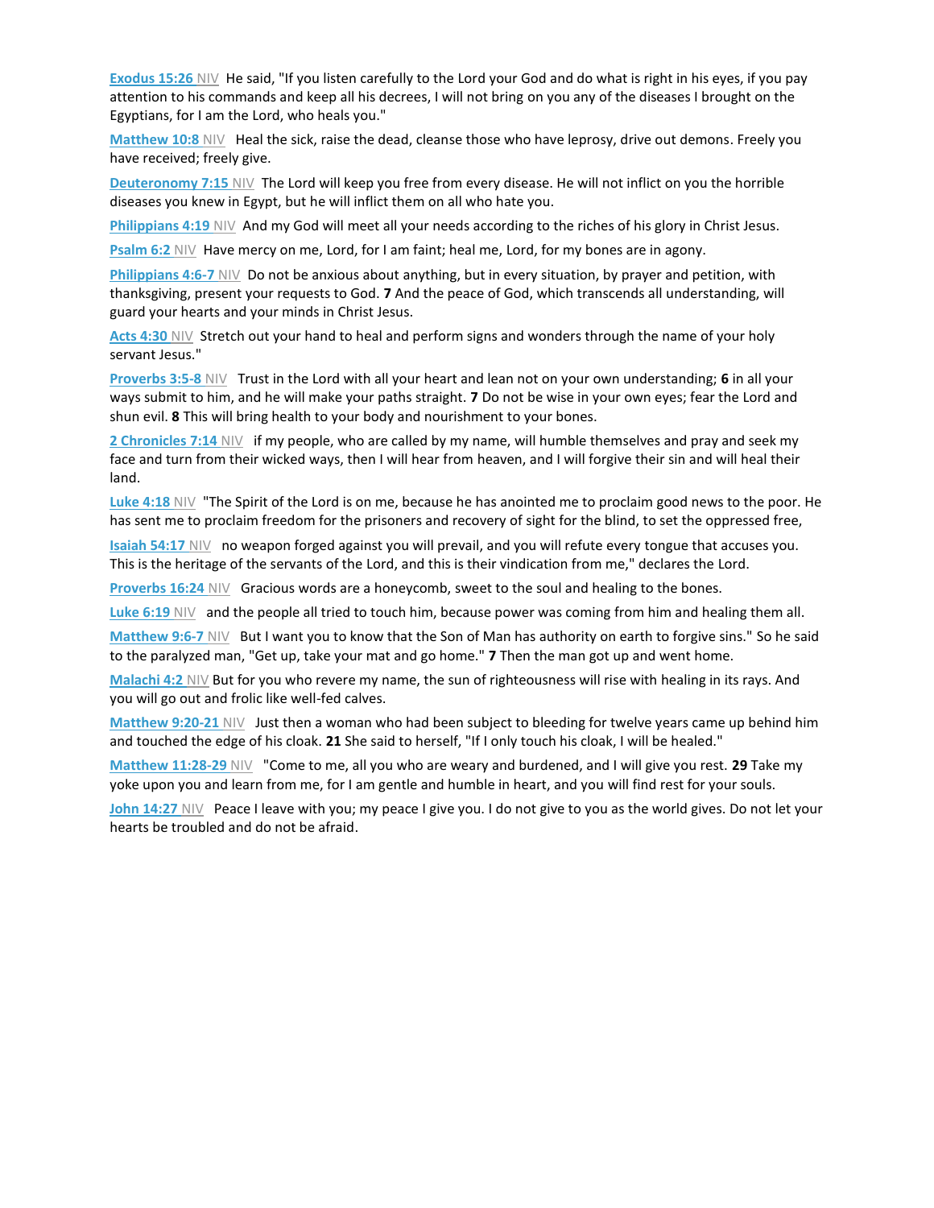**Exodus 15:26** NIV He said, "If you listen carefully to the Lord your God and do what is right in his eyes, if you pay attention to his commands and keep all his decrees, I will not bring on you any of the diseases I brought on the Egyptians, for I am the Lord, who heals you."

**Matthew 10:8** NIV Heal the sick, raise the dead, cleanse those who have leprosy, drive out demons. Freely you have received; freely give.

**Deuteronomy 7:15** NIV The Lord will keep you free from every disease. He will not inflict on you the horrible diseases you knew in Egypt, but he will inflict them on all who hate you.

**Philippians 4:19** NIV And my God will meet all your needs according to the riches of his glory in Christ Jesus.

**Psalm 6:2** NIV Have mercy on me, Lord, for I am faint; heal me, Lord, for my bones are in agony.

**Philippians 4:6-7** NIV Do not be anxious about anything, but in every situation, by prayer and petition, with thanksgiving, present your requests to God. **7** And the peace of God, which transcends all understanding, will guard your hearts and your minds in Christ Jesus.

**Acts 4:30** NIV Stretch out your hand to heal and perform signs and wonders through the name of your holy servant Jesus."

**Proverbs 3:5-8** NIV Trust in the Lord with all your heart and lean not on your own understanding; **6** in all your ways submit to him, and he will make your paths straight. **7** Do not be wise in your own eyes; fear the Lord and shun evil. **8** This will bring health to your body and nourishment to your bones.

**2 Chronicles 7:14** NIV if my people, who are called by my name, will humble themselves and pray and seek my face and turn from their wicked ways, then I will hear from heaven, and I will forgive their sin and will heal their land.

**Luke 4:18** NIV "The Spirit of the Lord is on me, because he has anointed me to proclaim good news to the poor. He has sent me to proclaim freedom for the prisoners and recovery of sight for the blind, to set the oppressed free,

**Isaiah 54:17** NIV no weapon forged against you will prevail, and you will refute every tongue that accuses you. This is the heritage of the servants of the Lord, and this is their vindication from me," declares the Lord.

**Proverbs 16:24** NIV Gracious words are a honeycomb, sweet to the soul and healing to the bones.

**Luke 6:19** NIV and the people all tried to touch him, because power was coming from him and healing them all.

**Matthew 9:6-7** NIV But I want you to know that the Son of Man has authority on earth to forgive sins." So he said to the paralyzed man, "Get up, take your mat and go home." **7** Then the man got up and went home.

**Malachi 4:2** NIV But for you who revere my name, the sun of righteousness will rise with healing in its rays. And you will go out and frolic like well-fed calves.

**Matthew 9:20-21** NIV Just then a woman who had been subject to bleeding for twelve years came up behind him and touched the edge of his cloak. **21** She said to herself, "If I only touch his cloak, I will be healed."

**Matthew 11:28-29** NIV "Come to me, all you who are weary and burdened, and I will give you rest. **29** Take my yoke upon you and learn from me, for I am gentle and humble in heart, and you will find rest for your souls.

**John 14:27** NIV Peace I leave with you; my peace I give you. I do not give to you as the world gives. Do not let your hearts be troubled and do not be afraid.